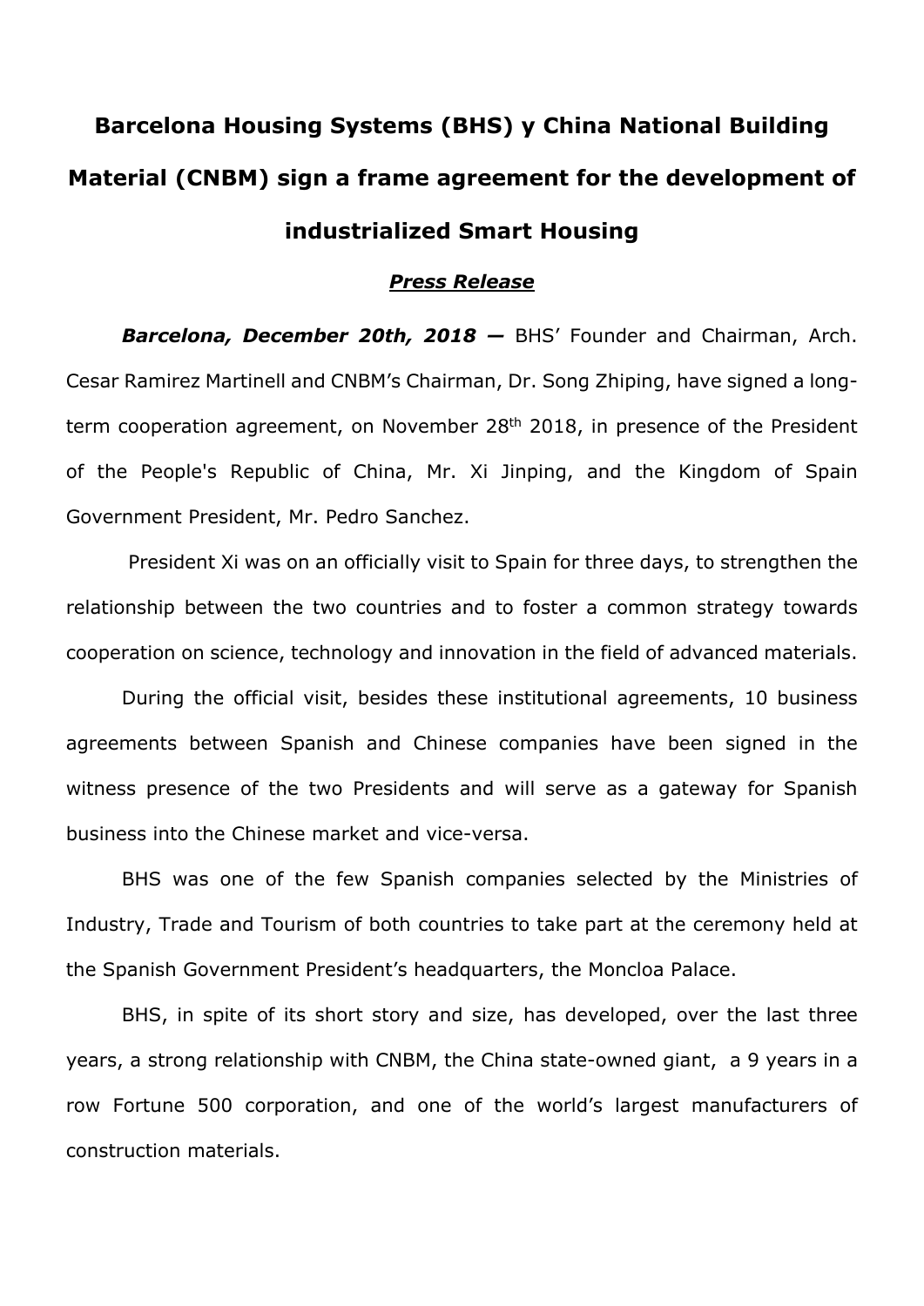# Barcelona Housing Systems (BHS) y China National Building Material (CNBM) sign a frame agreement for the development of industrialized Smart Housing

***Press Release***

***Barcelona, December 20th, 2018 —*** BHS' Founder and Chairman, Arch. Cesar Ramirez Martinell and CNBM's Chairman, Dr. Song Zhiping, have signed a long-term cooperation agreement, on November 28th 2018, in presence of the President of the People's Republic of China, Mr. Xi Jinping, and the Kingdom of Spain Government President, Mr. Pedro Sanchez.

President Xi was on an officially visit to Spain for three days, to strengthen the relationship between the two countries and to foster a common strategy towards cooperation on science, technology and innovation in the field of advanced materials.

During the official visit, besides these institutional agreements, 10 business agreements between Spanish and Chinese companies have been signed in the witness presence of the two Presidents and will serve as a gateway for Spanish business into the Chinese market and vice-versa.

BHS was one of the few Spanish companies selected by the Ministries of Industry, Trade and Tourism of both countries to take part at the ceremony held at the Spanish Government President's headquarters, the Moncloa Palace.

BHS, in spite of its short story and size, has developed, over the last three years, a strong relationship with CNBM, the China state-owned giant, a 9 years in a row Fortune 500 corporation, and one of the world's largest manufacturers of construction materials.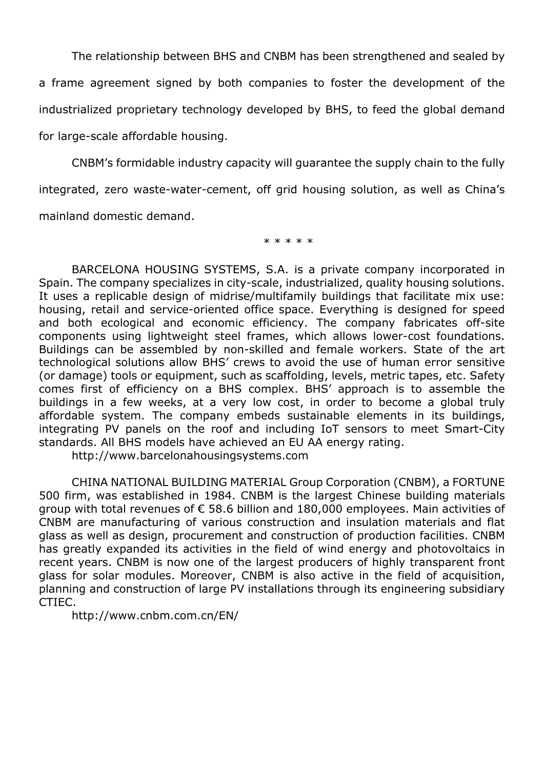The relationship between BHS and CNBM has been strengthened and sealed by a frame agreement signed by both companies to foster the development of the industrialized proprietary technology developed by BHS, to feed the global demand for large-scale affordable housing.

CNBM's formidable industry capacity will guarantee the supply chain to the fully integrated, zero waste-water-cement, off grid housing solution, as well as China's mainland domestic demand.

\* \* \* \* \*

BARCELONA HOUSING SYSTEMS, S.A. is a private company incorporated in Spain. The company specializes in city-scale, industrialized, quality housing solutions. It uses a replicable design of midrise/multifamily buildings that facilitate mix use: housing, retail and service-oriented office space. Everything is designed for speed and both ecological and economic efficiency. The company fabricates off-site components using lightweight steel frames, which allows lower-cost foundations. Buildings can be assembled by non-skilled and female workers. State of the art technological solutions allow BHS' crews to avoid the use of human error sensitive (or damage) tools or equipment, such as scaffolding, levels, metric tapes, etc. Safety comes first of efficiency on a BHS complex. BHS' approach is to assemble the buildings in a few weeks, at a very low cost, in order to become a global truly affordable system. The company embeds sustainable elements in its buildings, integrating PV panels on the roof and including IoT sensors to meet Smart-City standards. All BHS models have achieved an EU AA energy rating.

http://www.barcelonahousingsystems.com

CHINA NATIONAL BUILDING MATERIAL Group Corporation (CNBM), a FORTUNE 500 firm, was established in 1984. CNBM is the largest Chinese building materials group with total revenues of € 58.6 billion and 180,000 employees. Main activities of CNBM are manufacturing of various construction and insulation materials and flat glass as well as design, procurement and construction of production facilities. CNBM has greatly expanded its activities in the field of wind energy and photovoltaics in recent years. CNBM is now one of the largest producers of highly transparent front glass for solar modules. Moreover, CNBM is also active in the field of acquisition, planning and construction of large PV installations through its engineering subsidiary CTIEC.

http://www.cnbm.com.cn/EN/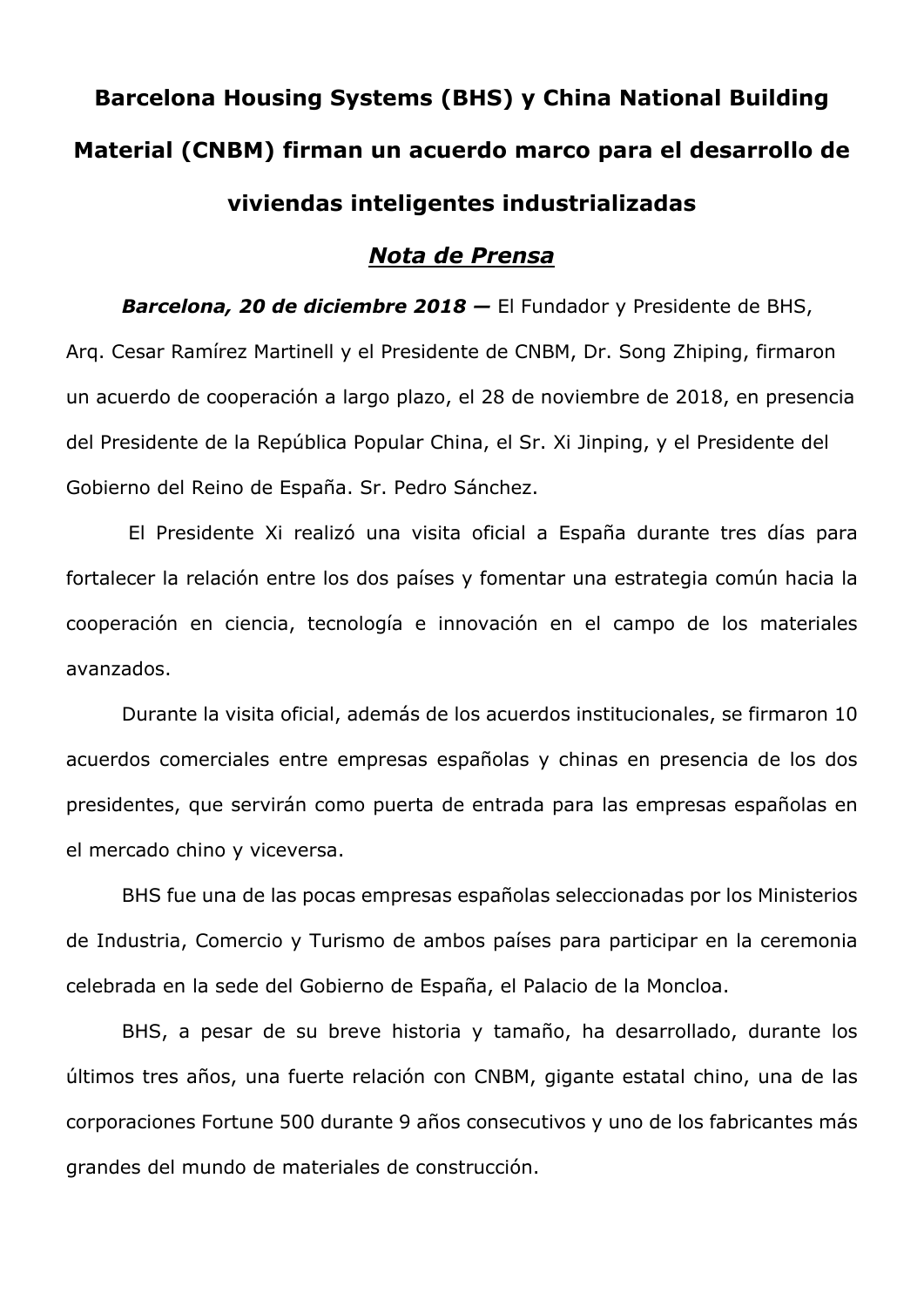# Barcelona Housing Systems (BHS) y China National Building Material (CNBM) firman un acuerdo marco para el desarrollo de viviendas inteligentes industrializadas

## *Nota de Prensa*

***Barcelona, 20 de diciembre 2018 —*** El Fundador y Presidente de BHS, Arq. Cesar Ramírez Martinell y el Presidente de CNBM, Dr. Song Zhiping, firmaron un acuerdo de cooperación a largo plazo, el 28 de noviembre de 2018, en presencia del Presidente de la República Popular China, el Sr. Xi Jinping, y el Presidente del Gobierno del Reino de España. Sr. Pedro Sánchez.

El Presidente Xi realizó una visita oficial a España durante tres días para fortalecer la relación entre los dos países y fomentar una estrategia común hacia la cooperación en ciencia, tecnología e innovación en el campo de los materiales avanzados.

Durante la visita oficial, además de los acuerdos institucionales, se firmaron 10 acuerdos comerciales entre empresas españolas y chinas en presencia de los dos presidentes, que servirán como puerta de entrada para las empresas españolas en el mercado chino y viceversa.

BHS fue una de las pocas empresas españolas seleccionadas por los Ministerios de Industria, Comercio y Turismo de ambos países para participar en la ceremonia celebrada en la sede del Gobierno de España, el Palacio de la Moncloa.

BHS, a pesar de su breve historia y tamaño, ha desarrollado, durante los últimos tres años, una fuerte relación con CNBM, gigante estatal chino, una de las corporaciones Fortune 500 durante 9 años consecutivos y uno de los fabricantes más grandes del mundo de materiales de construcción.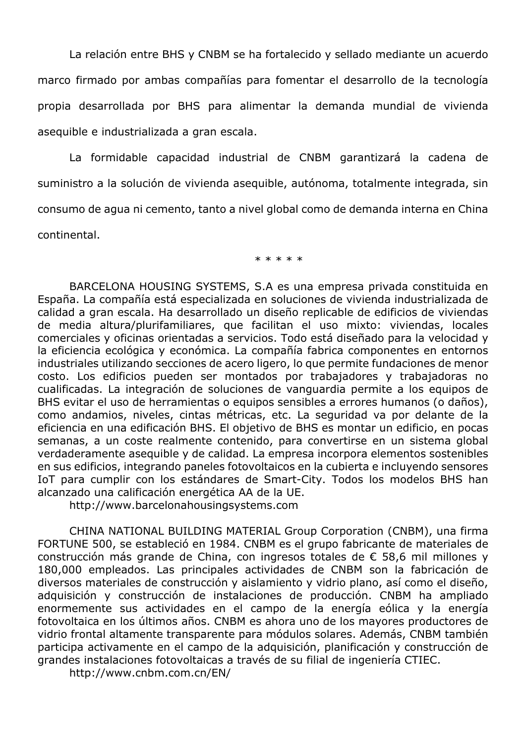La relación entre BHS y CNBM se ha fortalecido y sellado mediante un acuerdo marco firmado por ambas compañías para fomentar el desarrollo de la tecnología propia desarrollada por BHS para alimentar la demanda mundial de vivienda asequible e industrializada a gran escala.

La formidable capacidad industrial de CNBM garantizará la cadena de suministro a la solución de vivienda asequible, autónoma, totalmente integrada, sin consumo de agua ni cemento, tanto a nivel global como de demanda interna en China continental.

\* \* \* \* \*

BARCELONA HOUSING SYSTEMS, S.A es una empresa privada constituida en España. La compañía está especializada en soluciones de vivienda industrializada de calidad a gran escala. Ha desarrollado un diseño replicable de edificios de viviendas de media altura/plurifamiliares, que facilitan el uso mixto: viviendas, locales comerciales y oficinas orientadas a servicios. Todo está diseñado para la velocidad y la eficiencia ecológica y económica. La compañía fabrica componentes en entornos industriales utilizando secciones de acero ligero, lo que permite fundaciones de menor costo. Los edificios pueden ser montados por trabajadores y trabajadoras no cualificadas. La integración de soluciones de vanguardia permite a los equipos de BHS evitar el uso de herramientas o equipos sensibles a errores humanos (o daños), como andamios, niveles, cintas métricas, etc. La seguridad va por delante de la eficiencia en una edificación BHS. El objetivo de BHS es montar un edificio, en pocas semanas, a un coste realmente contenido, para convertirse en un sistema global verdaderamente asequible y de calidad. La empresa incorpora elementos sostenibles en sus edificios, integrando paneles fotovoltaicos en la cubierta e incluyendo sensores IoT para cumplir con los estándares de Smart-City. Todos los modelos BHS han alcanzado una calificación energética AA de la UE.

http://www.barcelonahousingsystems.com

CHINA NATIONAL BUILDING MATERIAL Group Corporation (CNBM), una firma FORTUNE 500, se estableció en 1984. CNBM es el grupo fabricante de materiales de construcción más grande de China, con ingresos totales de € 58,6 mil millones y 180,000 empleados. Las principales actividades de CNBM son la fabricación de diversos materiales de construcción y aislamiento y vidrio plano, así como el diseño, adquisición y construcción de instalaciones de producción. CNBM ha ampliado enormemente sus actividades en el campo de la energía eólica y la energía fotovoltaica en los últimos años. CNBM es ahora uno de los mayores productores de vidrio frontal altamente transparente para módulos solares. Además, CNBM también participa activamente en el campo de la adquisición, planificación y construcción de grandes instalaciones fotovoltaicas a través de su filial de ingeniería CTIEC.

http://www.cnbm.com.cn/EN/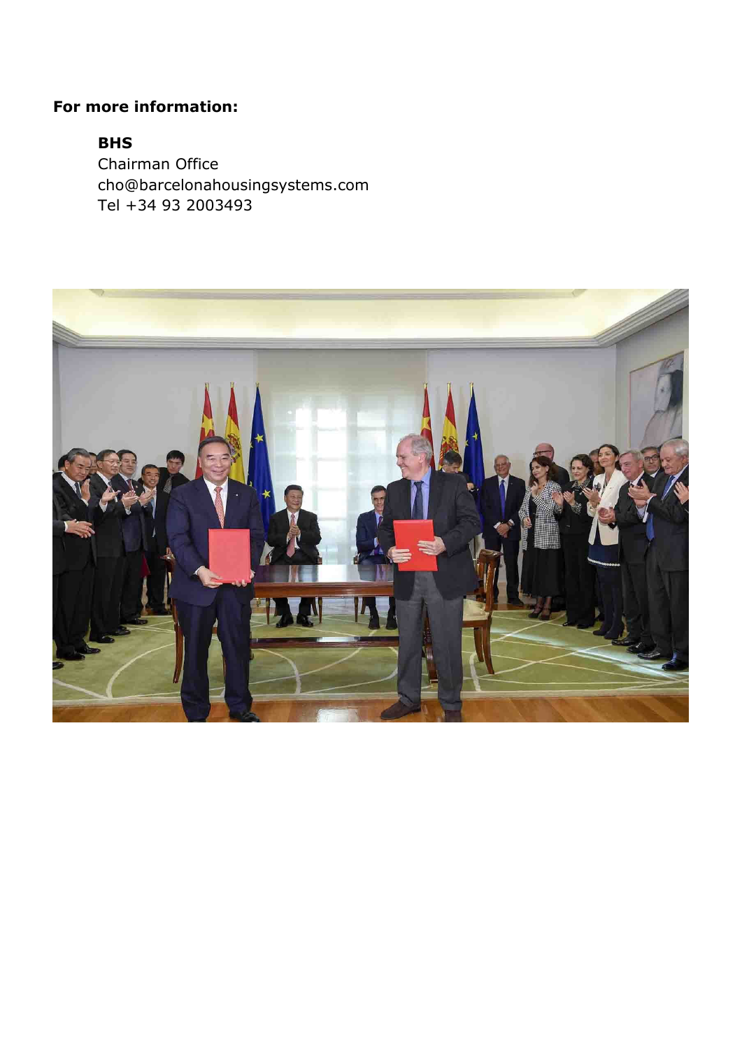**For more information:**

**BHS**
Chairman Office
cho@barcelonahousingsystems.com
Tel +34 93 2003493